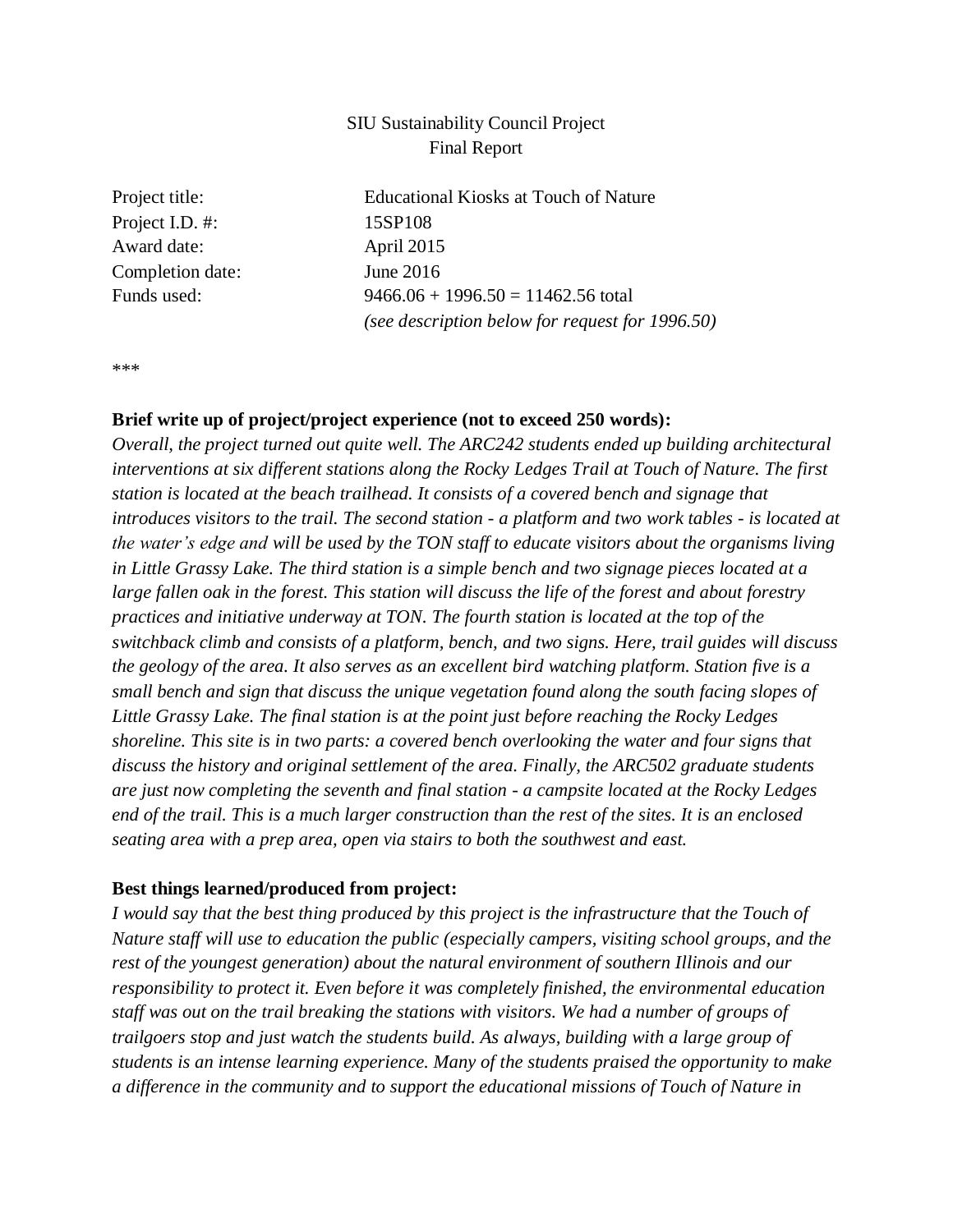SIU Sustainability Council Project
Final Report

Project title: Educational Kiosks at Touch of Nature
Project I.D. #: 15SP108
Award date: April 2015
Completion date: June 2016
Funds used: 9466.06 + 1996.50 = 11462.56 total
*(see description below for request for 1996.50)*

***

**Brief write up of project/project experience (not to exceed 250 words):**
*Overall, the project turned out quite well. The ARC242 students ended up building architectural interventions at six different stations along the Rocky Ledges Trail at Touch of Nature. The first station is located at the beach trailhead. It consists of a covered bench and signage that introduces visitors to the trail. The second station - a platform and two work tables - is located at the water's edge and will be used by the TON staff to educate visitors about the organisms living in Little Grassy Lake. The third station is a simple bench and two signage pieces located at a large fallen oak in the forest. This station will discuss the life of the forest and about forestry practices and initiative underway at TON. The fourth station is located at the top of the switchback climb and consists of a platform, bench, and two signs. Here, trail guides will discuss the geology of the area. It also serves as an excellent bird watching platform. Station five is a small bench and sign that discuss the unique vegetation found along the south facing slopes of Little Grassy Lake. The final station is at the point just before reaching the Rocky Ledges shoreline. This site is in two parts: a covered bench overlooking the water and four signs that discuss the history and original settlement of the area. Finally, the ARC502 graduate students are just now completing the seventh and final station - a campsite located at the Rocky Ledges end of the trail. This is a much larger construction than the rest of the sites. It is an enclosed seating area with a prep area, open via stairs to both the southwest and east.*

**Best things learned/produced from project:**
*I would say that the best thing produced by this project is the infrastructure that the Touch of Nature staff will use to education the public (especially campers, visiting school groups, and the rest of the youngest generation) about the natural environment of southern Illinois and our responsibility to protect it. Even before it was completely finished, the environmental education staff was out on the trail breaking the stations with visitors. We had a number of groups of trailgoers stop and just watch the students build. As always, building with a large group of students is an intense learning experience. Many of the students praised the opportunity to make a difference in the community and to support the educational missions of Touch of Nature in*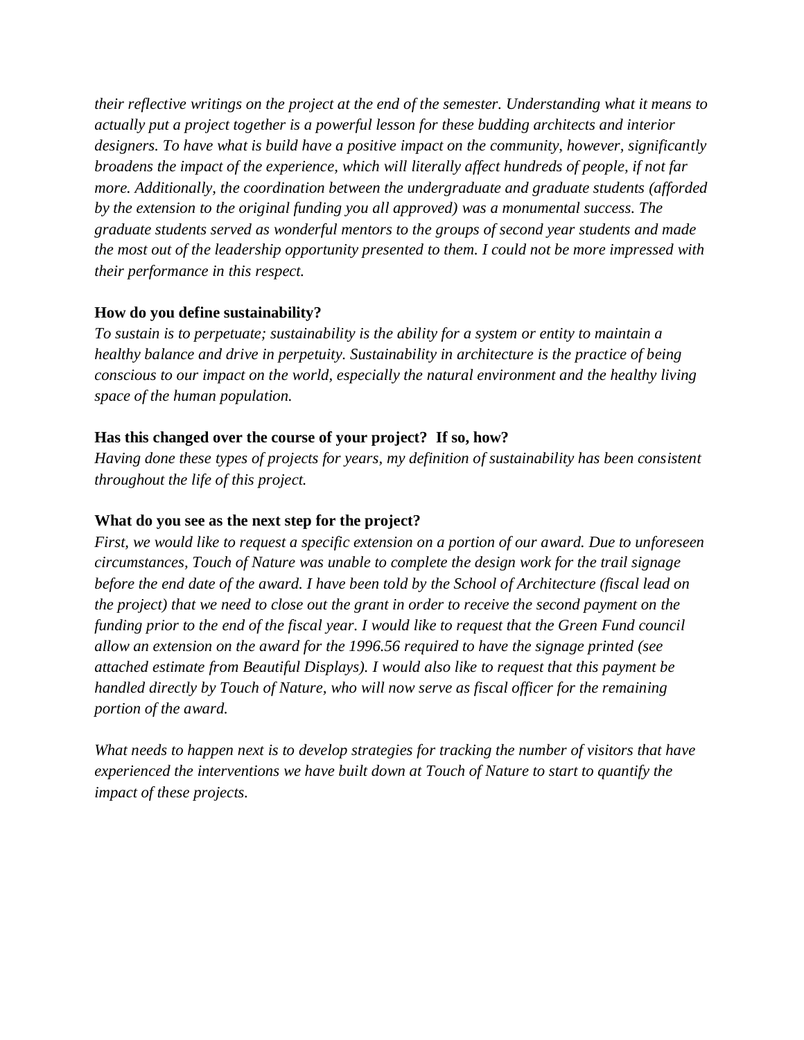*their reflective writings on the project at the end of the semester. Understanding what it means to actually put a project together is a powerful lesson for these budding architects and interior designers. To have what is build have a positive impact on the community, however, significantly broadens the impact of the experience, which will literally affect hundreds of people, if not far more. Additionally, the coordination between the undergraduate and graduate students (afforded by the extension to the original funding you all approved) was a monumental success. The graduate students served as wonderful mentors to the groups of second year students and made the most out of the leadership opportunity presented to them. I could not be more impressed with their performance in this respect.*

**How do you define sustainability?**

*To sustain is to perpetuate; sustainability is the ability for a system or entity to maintain a healthy balance and drive in perpetuity. Sustainability in architecture is the practice of being conscious to our impact on the world, especially the natural environment and the healthy living space of the human population.*

**Has this changed over the course of your project? If so, how?**

*Having done these types of projects for years, my definition of sustainability has been consistent throughout the life of this project.*

**What do you see as the next step for the project?**

*First, we would like to request a specific extension on a portion of our award. Due to unforeseen circumstances, Touch of Nature was unable to complete the design work for the trail signage before the end date of the award. I have been told by the School of Architecture (fiscal lead on the project) that we need to close out the grant in order to receive the second payment on the funding prior to the end of the fiscal year. I would like to request that the Green Fund council allow an extension on the award for the 1996.56 required to have the signage printed (see attached estimate from Beautiful Displays). I would also like to request that this payment be handled directly by Touch of Nature, who will now serve as fiscal officer for the remaining portion of the award.*

*What needs to happen next is to develop strategies for tracking the number of visitors that have experienced the interventions we have built down at Touch of Nature to start to quantify the impact of these projects.*